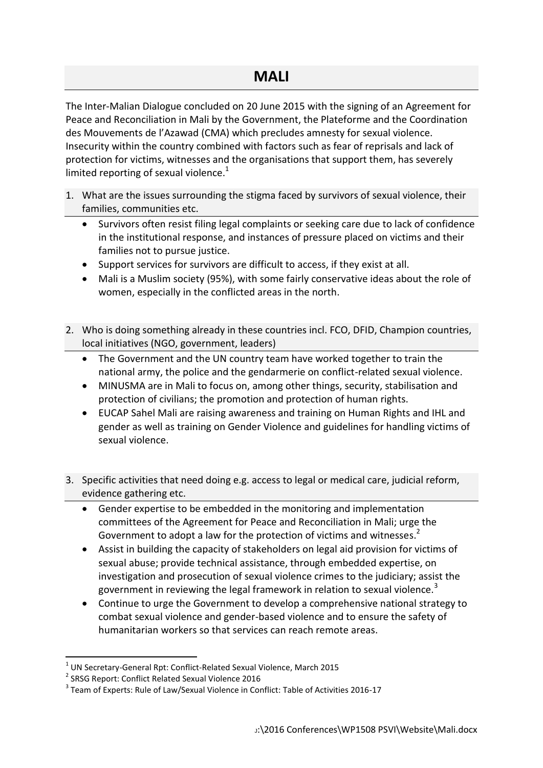# MALI

The Inter-Malian Dialogue concluded on 20 June 2015 with the signing of an Agreement for Peace and Reconciliation in Mali by the Government, the Plateforme and the Coordination des Mouvements de l'Azawad (CMA) which precludes amnesty for sexual violence. Insecurity within the country combined with factors such as fear of reprisals and lack of protection for victims, witnesses and the organisations that support them, has severely limited reporting of sexual violence.[1]

1. What are the issues surrounding the stigma faced by survivors of sexual violence, their families, communities etc.
   - Survivors often resist filing legal complaints or seeking care due to lack of confidence in the institutional response, and instances of pressure placed on victims and their families not to pursue justice.
   - Support services for survivors are difficult to access, if they exist at all.
   - Mali is a Muslim society (95%), with some fairly conservative ideas about the role of women, especially in the conflicted areas in the north.

2. Who is doing something already in these countries incl. FCO, DFID, Champion countries, local initiatives (NGO, government, leaders)
   - The Government and the UN country team have worked together to train the national army, the police and the gendarmerie on conflict-related sexual violence.
   - MINUSMA are in Mali to focus on, among other things, security, stabilisation and protection of civilians; the promotion and protection of human rights.
   - EUCAP Sahel Mali are raising awareness and training on Human Rights and IHL and gender as well as training on Gender Violence and guidelines for handling victims of sexual violence.

3. Specific activities that need doing e.g. access to legal or medical care, judicial reform, evidence gathering etc.
   - Gender expertise to be embedded in the monitoring and implementation committees of the Agreement for Peace and Reconciliation in Mali; urge the Government to adopt a law for the protection of victims and witnesses.[2]
   - Assist in building the capacity of stakeholders on legal aid provision for victims of sexual abuse; provide technical assistance, through embedded expertise, on investigation and prosecution of sexual violence crimes to the judiciary; assist the government in reviewing the legal framework in relation to sexual violence.[3]
   - Continue to urge the Government to develop a comprehensive national strategy to combat sexual violence and gender-based violence and to ensure the safety of humanitarian workers so that services can reach remote areas.

---

[1] UN Secretary-General Rpt: Conflict-Related Sexual Violence, March 2015

[2] SRSG Report: Conflict Related Sexual Violence 2016

[3] Team of Experts: Rule of Law/Sexual Violence in Conflict: Table of Activities 2016-17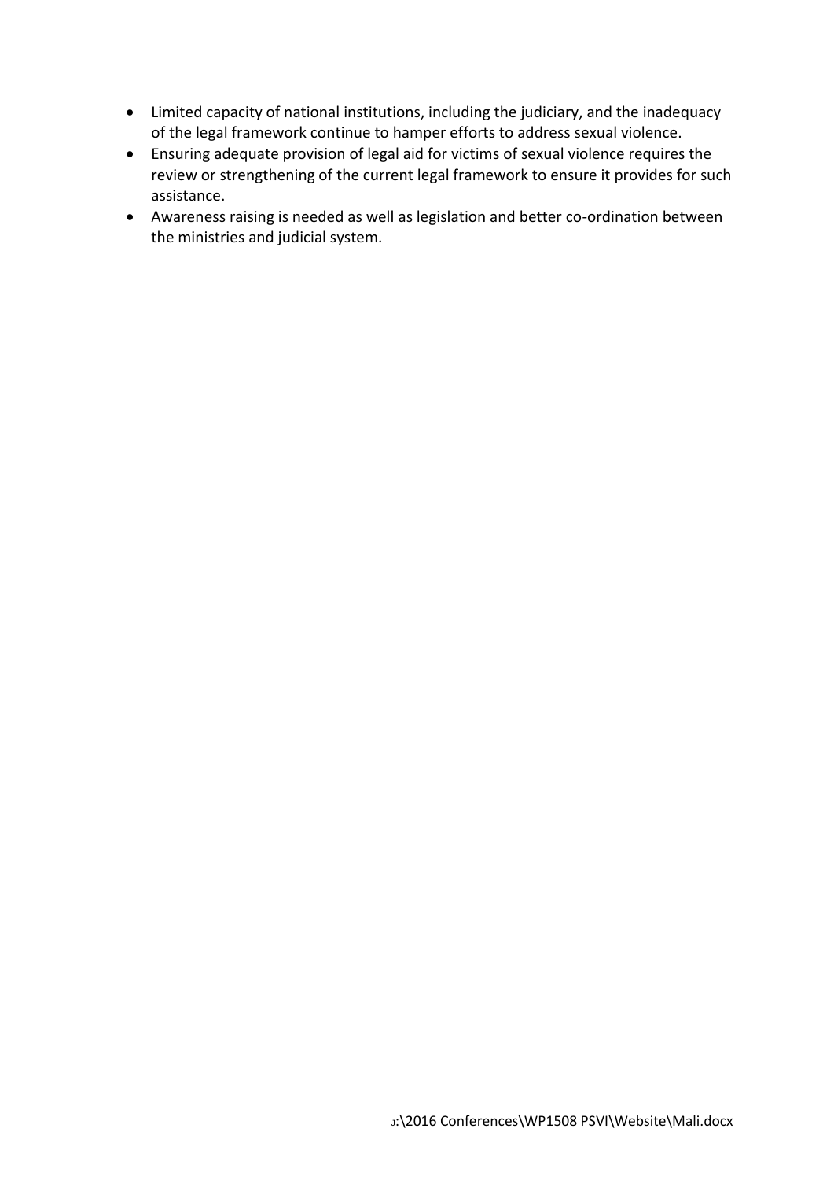- Limited capacity of national institutions, including the judiciary, and the inadequacy of the legal framework continue to hamper efforts to address sexual violence.
- Ensuring adequate provision of legal aid for victims of sexual violence requires the review or strengthening of the current legal framework to ensure it provides for such assistance.
- Awareness raising is needed as well as legislation and better co-ordination between the ministries and judicial system.